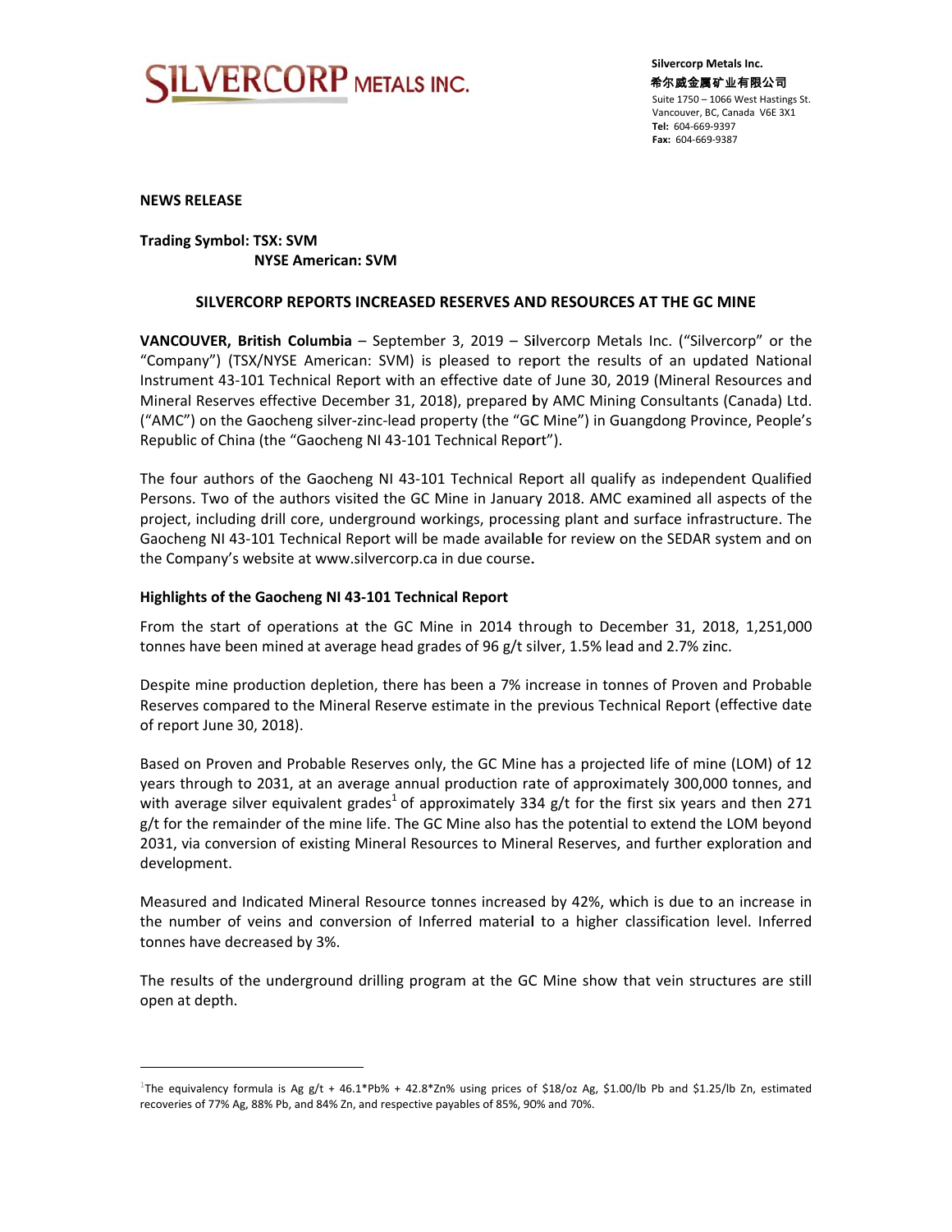**SILVERCORP METALS INC.**

**Silvercorp Metals Inc.**
**希尔威金属矿业有限公司**
Suite 1750 – 1066 West Hastings St.
Vancouver, BC, Canada V6E 3X1
**Tel:** 604-669-9397
**Fax:** 604-669-9387

**NEWS RELEASE**

**Trading Symbol: TSX: SVM**
**NYSE American: SVM**

## SILVERCORP REPORTS INCREASED RESERVES AND RESOURCES AT THE GC MINE

**VANCOUVER, British Columbia** – September 3, 2019 – Silvercorp Metals Inc. ("Silvercorp" or the "Company") (TSX/NYSE American: SVM) is pleased to report the results of an updated National Instrument 43-101 Technical Report with an effective date of June 30, 2019 (Mineral Resources and Mineral Reserves effective December 31, 2018), prepared by AMC Mining Consultants (Canada) Ltd. ("AMC") on the Gaocheng silver-zinc-lead property (the "GC Mine") in Guangdong Province, People's Republic of China (the "Gaocheng NI 43-101 Technical Report").

The four authors of the Gaocheng NI 43-101 Technical Report all qualify as independent Qualified Persons. Two of the authors visited the GC Mine in January 2018. AMC examined all aspects of the project, including drill core, underground workings, processing plant and surface infrastructure. The Gaocheng NI 43-101 Technical Report will be made available for review on the SEDAR system and on the Company's website at www.silvercorp.ca in due course.

### Highlights of the Gaocheng NI 43-101 Technical Report

From the start of operations at the GC Mine in 2014 through to December 31, 2018, 1,251,000 tonnes have been mined at average head grades of 96 g/t silver, 1.5% lead and 2.7% zinc.

Despite mine production depletion, there has been a 7% increase in tonnes of Proven and Probable Reserves compared to the Mineral Reserve estimate in the previous Technical Report (effective date of report June 30, 2018).

Based on Proven and Probable Reserves only, the GC Mine has a projected life of mine (LOM) of 12 years through to 2031, at an average annual production rate of approximately 300,000 tonnes, and with average silver equivalent grades[1] of approximately 334 g/t for the first six years and then 271 g/t for the remainder of the mine life. The GC Mine also has the potential to extend the LOM beyond 2031, via conversion of existing Mineral Resources to Mineral Reserves, and further exploration and development.

Measured and Indicated Mineral Resource tonnes increased by 42%, which is due to an increase in the number of veins and conversion of Inferred material to a higher classification level. Inferred tonnes have decreased by 3%.

The results of the underground drilling program at the GC Mine show that vein structures are still open at depth.

---

[1] The equivalency formula is Ag g/t + 46.1*Pb% + 42.8*Zn% using prices of $18/oz Ag, $1.00/lb Pb and $1.25/lb Zn, estimated recoveries of 77% Ag, 88% Pb, and 84% Zn, and respective payables of 85%, 90% and 70%.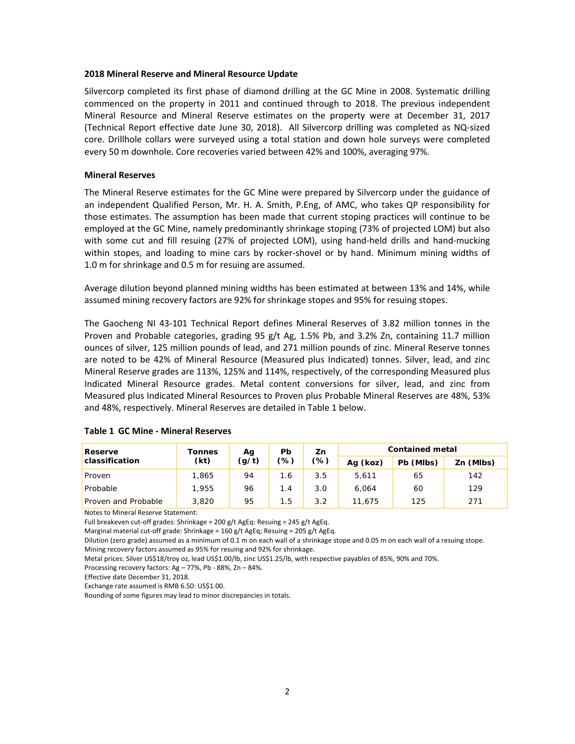**2018 Mineral Reserve and Mineral Resource Update**

Silvercorp completed its first phase of diamond drilling at the GC Mine in 2008. Systematic drilling commenced on the property in 2011 and continued through to 2018. The previous independent Mineral Resource and Mineral Reserve estimates on the property were at December 31, 2017 (Technical Report effective date June 30, 2018). All Silvercorp drilling was completed as NQ-sized core. Drillhole collars were surveyed using a total station and down hole surveys were completed every 50 m downhole. Core recoveries varied between 42% and 100%, averaging 97%.

**Mineral Reserves**

The Mineral Reserve estimates for the GC Mine were prepared by Silvercorp under the guidance of an independent Qualified Person, Mr. H. A. Smith, P.Eng, of AMC, who takes QP responsibility for those estimates. The assumption has been made that current stoping practices will continue to be employed at the GC Mine, namely predominantly shrinkage stoping (73% of projected LOM) but also with some cut and fill resuing (27% of projected LOM), using hand-held drills and hand-mucking within stopes, and loading to mine cars by rocker-shovel or by hand. Minimum mining widths of 1.0 m for shrinkage and 0.5 m for resuing are assumed.

Average dilution beyond planned mining widths has been estimated at between 13% and 14%, while assumed mining recovery factors are 92% for shrinkage stopes and 95% for resuing stopes.

The Gaocheng NI 43-101 Technical Report defines Mineral Reserves of 3.82 million tonnes in the Proven and Probable categories, grading 95 g/t Ag, 1.5% Pb, and 3.2% Zn, containing 11.7 million ounces of silver, 125 million pounds of lead, and 271 million pounds of zinc. Mineral Reserve tonnes are noted to be 42% of Mineral Resource (Measured plus Indicated) tonnes. Silver, lead, and zinc Mineral Reserve grades are 113%, 125% and 114%, respectively, of the corresponding Measured plus Indicated Mineral Resource grades. Metal content conversions for silver, lead, and zinc from Measured plus Indicated Mineral Resources to Proven plus Probable Mineral Reserves are 48%, 53% and 48%, respectively. Mineral Reserves are detailed in Table 1 below.

**Table 1 GC Mine - Mineral Reserves**

| Reserve classification | Tonnes (kt) | Ag (g/t) | Pb (%) | Zn (%) | Contained metal | | |
|---|---|---|---|---|---|---|---|
| | | | | | Ag (koz) | Pb (Mlbs) | Zn (Mlbs) |
| Proven | 1,865 | 94 | 1.6 | 3.5 | 5,611 | 65 | 142 |
| Probable | 1,955 | 96 | 1.4 | 3.0 | 6,064 | 60 | 129 |
| Proven and Probable | 3,820 | 95 | 1.5 | 3.2 | 11,675 | 125 | 271 |

Notes to Mineral Reserve Statement:

Full breakeven cut-off grades: Shrinkage = 200 g/t AgEq: Resuing = 245 g/t AgEq.

Marginal material cut-off grade: Shrinkage = 160 g/t AgEq; Resuing = 205 g/t AgEq.

Dilution (zero grade) assumed as a minimum of 0.1 m on each wall of a shrinkage stope and 0.05 m on each wall of a resuing stope.

Mining recovery factors assumed as 95% for resuing and 92% for shrinkage.

Metal prices: Silver US$18/troy oz, lead US$1.00/lb, zinc US$1.25/lb, with respective payables of 85%, 90% and 70%.

Processing recovery factors: Ag – 77%, Pb - 88%, Zn – 84%.

Effective date December 31, 2018.

Exchange rate assumed is RMB 6.50: US$1.00.

Rounding of some figures may lead to minor discrepancies in totals.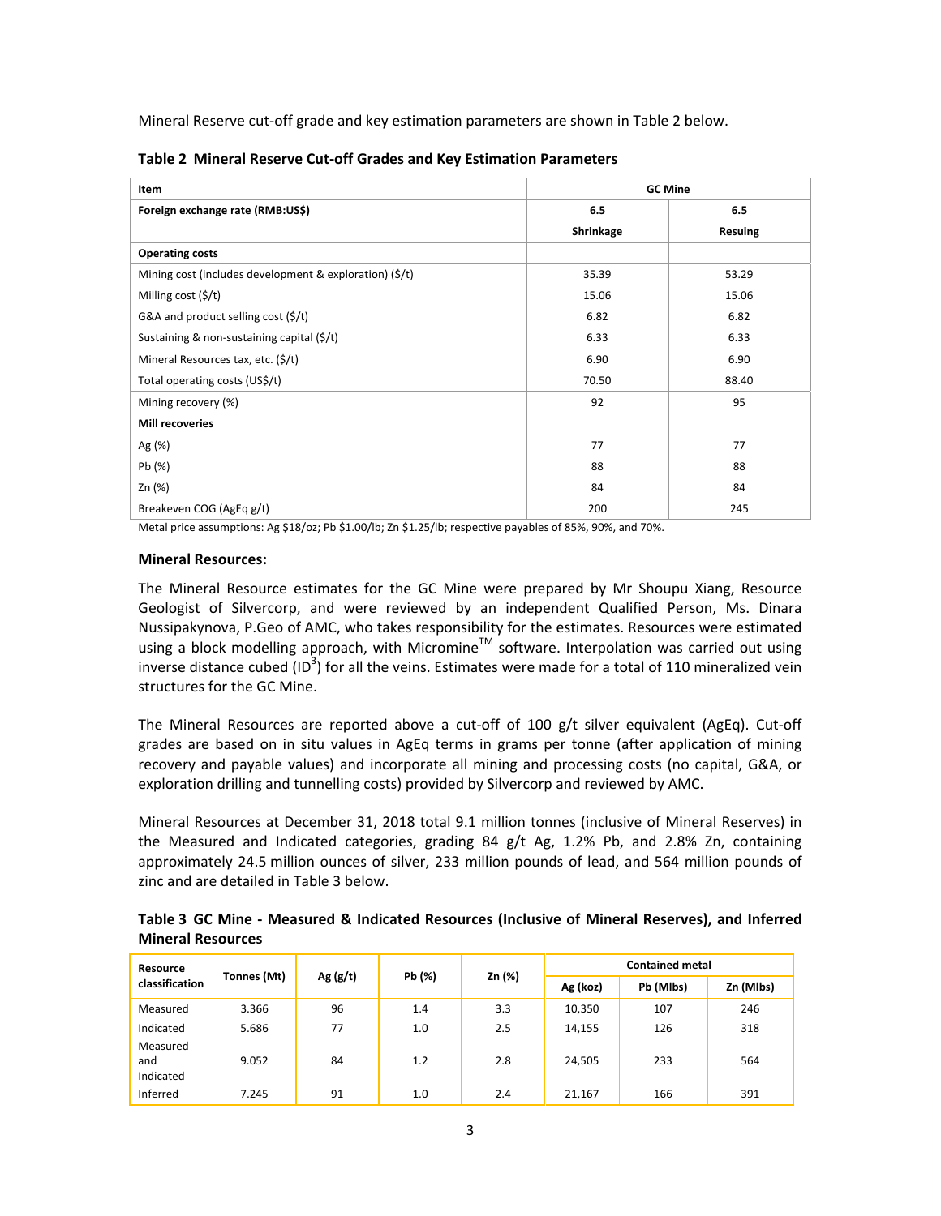Mineral Reserve cut-off grade and key estimation parameters are shown in Table 2 below.

**Table 2 Mineral Reserve Cut-off Grades and Key Estimation Parameters**

| **Item** | **GC Mine** | |
|---|---|---|
| **Foreign exchange rate (RMB:US$)** | **6.5** | **6.5** |
| | **Shrinkage** | **Resuing** |
| **Operating costs** | | |
| Mining cost (includes development & exploration) ($/t) | 35.39 | 53.29 |
| Milling cost ($/t) | 15.06 | 15.06 |
| G&A and product selling cost ($/t) | 6.82 | 6.82 |
| Sustaining & non-sustaining capital ($/t) | 6.33 | 6.33 |
| Mineral Resources tax, etc. ($/t) | 6.90 | 6.90 |
| Total operating costs (US$/t) | 70.50 | 88.40 |
| Mining recovery (%) | 92 | 95 |
| **Mill recoveries** | | |
| Ag (%) | 77 | 77 |
| Pb (%) | 88 | 88 |
| Zn (%) | 84 | 84 |
| Breakeven COG (AgEq g/t) | 200 | 245 |

Metal price assumptions: Ag $18/oz; Pb $1.00/lb; Zn $1.25/lb; respective payables of 85%, 90%, and 70%.

**Mineral Resources:**

The Mineral Resource estimates for the GC Mine were prepared by Mr Shoupu Xiang, Resource Geologist of Silvercorp, and were reviewed by an independent Qualified Person, Ms. Dinara Nussipakynova, P.Geo of AMC, who takes responsibility for the estimates. Resources were estimated using a block modelling approach, with Micromine™ software. Interpolation was carried out using inverse distance cubed ($ID^3$) for all the veins. Estimates were made for a total of 110 mineralized vein structures for the GC Mine.

The Mineral Resources are reported above a cut-off of 100 g/t silver equivalent (AgEq). Cut-off grades are based on in situ values in AgEq terms in grams per tonne (after application of mining recovery and payable values) and incorporate all mining and processing costs (no capital, G&A, or exploration drilling and tunnelling costs) provided by Silvercorp and reviewed by AMC.

Mineral Resources at December 31, 2018 total 9.1 million tonnes (inclusive of Mineral Reserves) in the Measured and Indicated categories, grading 84 g/t Ag, 1.2% Pb, and 2.8% Zn, containing approximately 24.5 million ounces of silver, 233 million pounds of lead, and 564 million pounds of zinc and are detailed in Table 3 below.

**Table 3 GC Mine - Measured & Indicated Resources (Inclusive of Mineral Reserves), and Inferred Mineral Resources**

| Resource classification | Tonnes (Mt) | Ag (g/t) | Pb (%) | Zn (%) | Contained metal | | |
|---|---|---|---|---|---|---|---|
| | | | | | Ag (koz) | Pb (Mlbs) | Zn (Mlbs) |
| Measured | 3.366 | 96 | 1.4 | 3.3 | 10,350 | 107 | 246 |
| Indicated | 5.686 | 77 | 1.0 | 2.5 | 14,155 | 126 | 318 |
| Measured and Indicated | 9.052 | 84 | 1.2 | 2.8 | 24,505 | 233 | 564 |
| Inferred | 7.245 | 91 | 1.0 | 2.4 | 21,167 | 166 | 391 |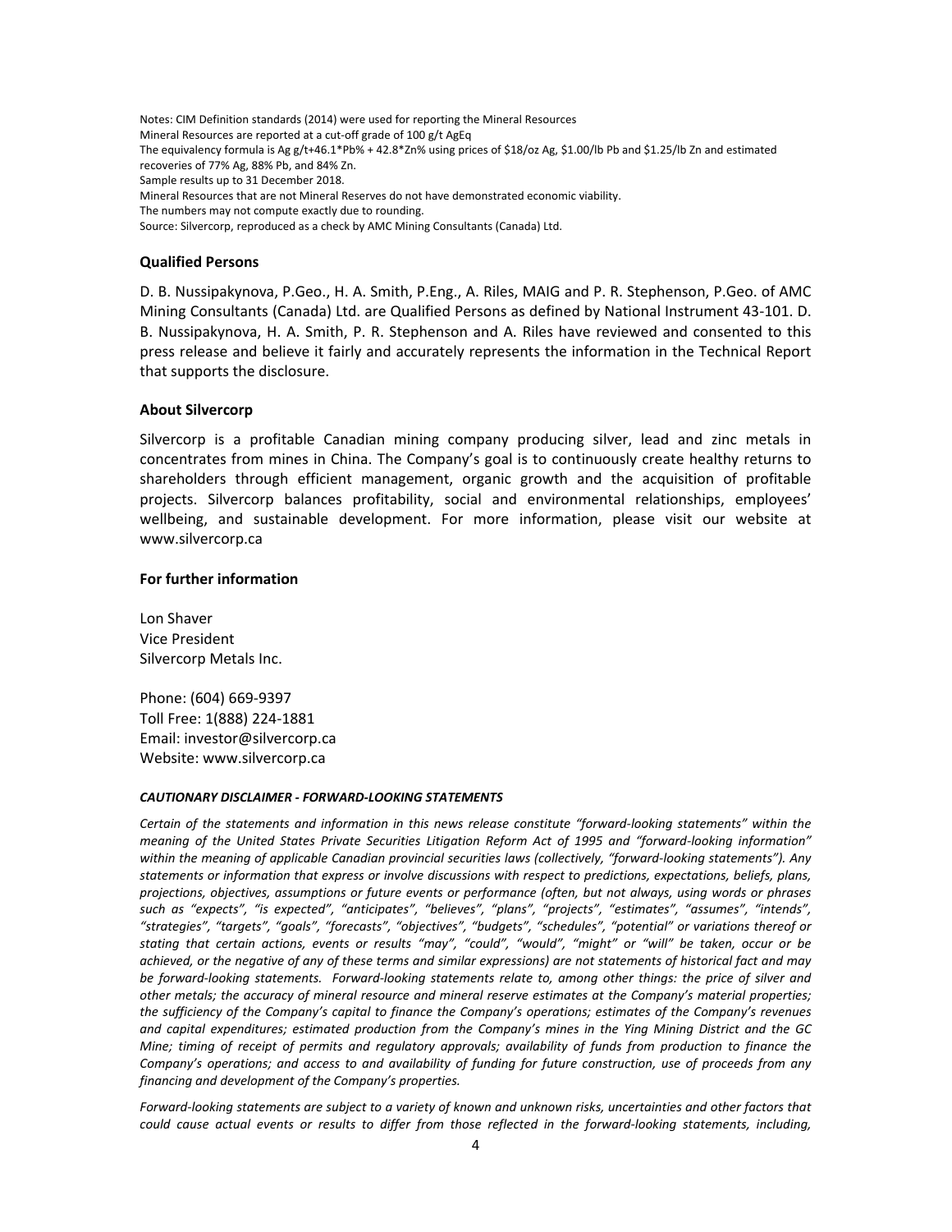Notes: CIM Definition standards (2014) were used for reporting the Mineral Resources
Mineral Resources are reported at a cut-off grade of 100 g/t AgEq
The equivalency formula is Ag g/t+46.1*Pb% + 42.8*Zn% using prices of $18/oz Ag, $1.00/lb Pb and $1.25/lb Zn and estimated recoveries of 77% Ag, 88% Pb, and 84% Zn.
Sample results up to 31 December 2018.
Mineral Resources that are not Mineral Reserves do not have demonstrated economic viability.
The numbers may not compute exactly due to rounding.
Source: Silvercorp, reproduced as a check by AMC Mining Consultants (Canada) Ltd.

**Qualified Persons**

D. B. Nussipakynova, P.Geo., H. A. Smith, P.Eng., A. Riles, MAIG and P. R. Stephenson, P.Geo. of AMC Mining Consultants (Canada) Ltd. are Qualified Persons as defined by National Instrument 43-101. D. B. Nussipakynova, H. A. Smith, P. R. Stephenson and A. Riles have reviewed and consented to this press release and believe it fairly and accurately represents the information in the Technical Report that supports the disclosure.

**About Silvercorp**

Silvercorp is a profitable Canadian mining company producing silver, lead and zinc metals in concentrates from mines in China. The Company's goal is to continuously create healthy returns to shareholders through efficient management, organic growth and the acquisition of profitable projects. Silvercorp balances profitability, social and environmental relationships, employees' wellbeing, and sustainable development. For more information, please visit our website at www.silvercorp.ca

**For further information**

Lon Shaver
Vice President
Silvercorp Metals Inc.

Phone: (604) 669-9397
Toll Free: 1(888) 224-1881
Email: investor@silvercorp.ca
Website: www.silvercorp.ca

***CAUTIONARY DISCLAIMER - FORWARD-LOOKING STATEMENTS***

*Certain of the statements and information in this news release constitute "forward-looking statements" within the meaning of the United States Private Securities Litigation Reform Act of 1995 and "forward-looking information" within the meaning of applicable Canadian provincial securities laws (collectively, "forward-looking statements"). Any statements or information that express or involve discussions with respect to predictions, expectations, beliefs, plans, projections, objectives, assumptions or future events or performance (often, but not always, using words or phrases such as "expects", "is expected", "anticipates", "believes", "plans", "projects", "estimates", "assumes", "intends", "strategies", "targets", "goals", "forecasts", "objectives", "budgets", "schedules", "potential" or variations thereof or stating that certain actions, events or results "may", "could", "would", "might" or "will" be taken, occur or be achieved, or the negative of any of these terms and similar expressions) are not statements of historical fact and may be forward-looking statements. Forward-looking statements relate to, among other things: the price of silver and other metals; the accuracy of mineral resource and mineral reserve estimates at the Company's material properties; the sufficiency of the Company's capital to finance the Company's operations; estimates of the Company's revenues and capital expenditures; estimated production from the Company's mines in the Ying Mining District and the GC Mine; timing of receipt of permits and regulatory approvals; availability of funds from production to finance the Company's operations; and access to and availability of funding for future construction, use of proceeds from any financing and development of the Company's properties.*

*Forward-looking statements are subject to a variety of known and unknown risks, uncertainties and other factors that could cause actual events or results to differ from those reflected in the forward-looking statements, including,*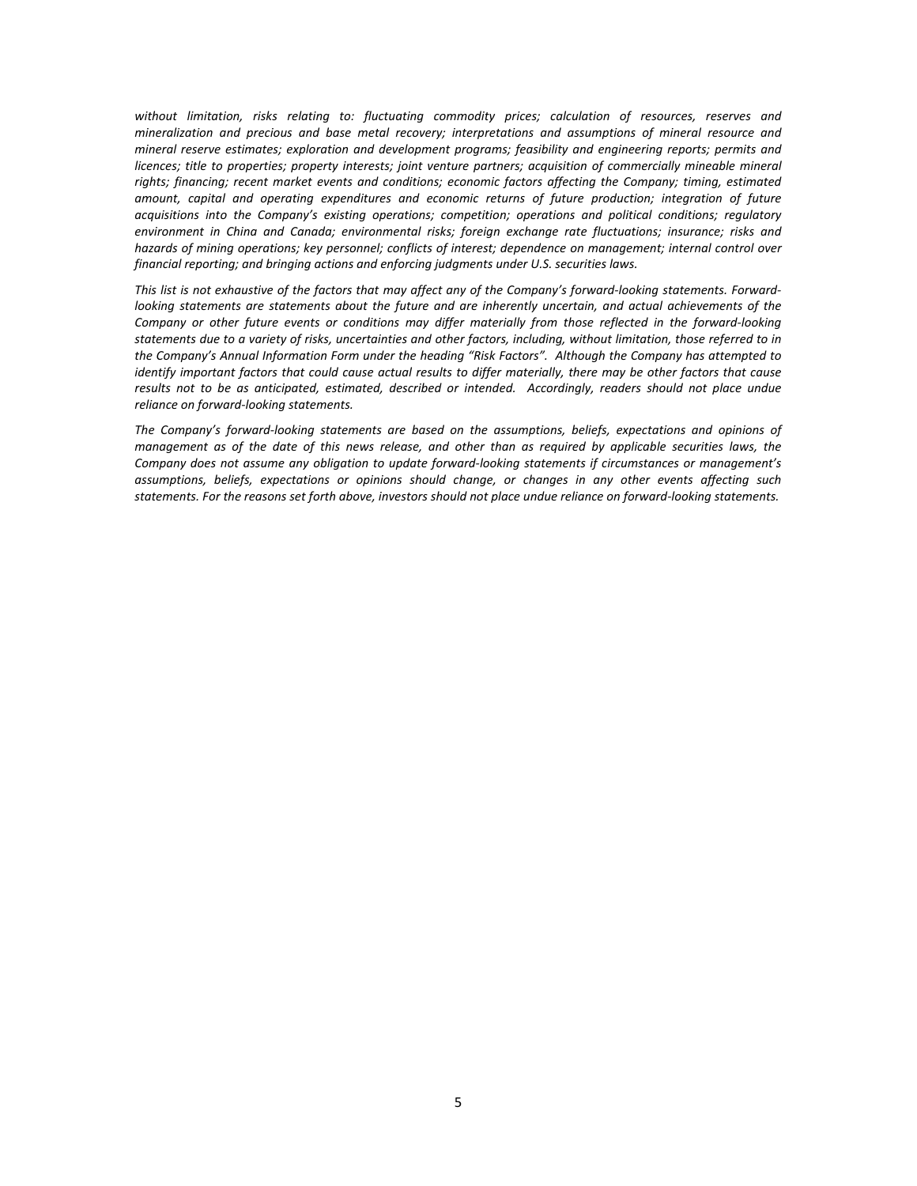*without limitation, risks relating to: fluctuating commodity prices; calculation of resources, reserves and mineralization and precious and base metal recovery; interpretations and assumptions of mineral resource and mineral reserve estimates; exploration and development programs; feasibility and engineering reports; permits and licences; title to properties; property interests; joint venture partners; acquisition of commercially mineable mineral rights; financing; recent market events and conditions; economic factors affecting the Company; timing, estimated amount, capital and operating expenditures and economic returns of future production; integration of future acquisitions into the Company's existing operations; competition; operations and political conditions; regulatory environment in China and Canada; environmental risks; foreign exchange rate fluctuations; insurance; risks and hazards of mining operations; key personnel; conflicts of interest; dependence on management; internal control over financial reporting; and bringing actions and enforcing judgments under U.S. securities laws.*

*This list is not exhaustive of the factors that may affect any of the Company's forward-looking statements. Forward-looking statements are statements about the future and are inherently uncertain, and actual achievements of the Company or other future events or conditions may differ materially from those reflected in the forward-looking statements due to a variety of risks, uncertainties and other factors, including, without limitation, those referred to in the Company's Annual Information Form under the heading "Risk Factors". Although the Company has attempted to identify important factors that could cause actual results to differ materially, there may be other factors that cause results not to be as anticipated, estimated, described or intended. Accordingly, readers should not place undue reliance on forward-looking statements.*

*The Company's forward-looking statements are based on the assumptions, beliefs, expectations and opinions of management as of the date of this news release, and other than as required by applicable securities laws, the Company does not assume any obligation to update forward-looking statements if circumstances or management's assumptions, beliefs, expectations or opinions should change, or changes in any other events affecting such statements. For the reasons set forth above, investors should not place undue reliance on forward-looking statements.*